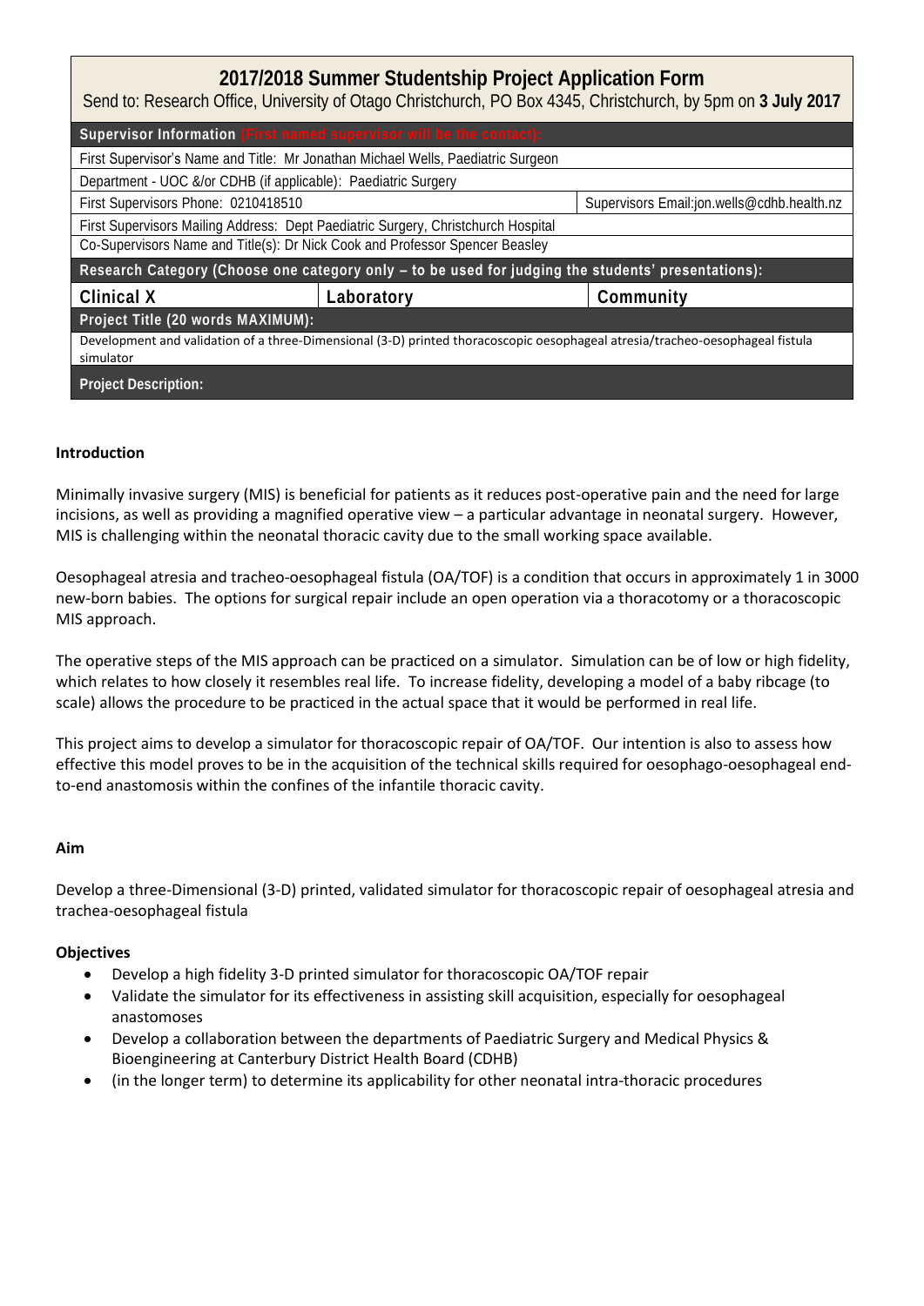# 2017/2018 Summer Studentship Project Application Form

Send to: Research Office, University of Otago Christchurch, PO Box 4345, Christchurch, by 5pm on **3 July 2017**

| **Supervisor Information (First named supervisor will be the contact):** | | |
|---|---|---|
| First Supervisor's Name and Title: Mr Jonathan Michael Wells, Paediatric Surgeon | | |
| Department - UOC &/or CDHB (if applicable): Paediatric Surgery | | |
| First Supervisors Phone: 0210418510 | | Supervisors Email:jon.wells@cdhb.health.nz |
| First Supervisors Mailing Address: Dept Paediatric Surgery, Christchurch Hospital | | |
| Co-Supervisors Name and Title(s): Dr Nick Cook and Professor Spencer Beasley | | |
| **Research Category (Choose one category only – to be used for judging the students' presentations):** | | |
| **Clinical X** | **Laboratory** | **Community** |
| **Project Title (20 words MAXIMUM):** | | |
| Development and validation of a three-Dimensional (3-D) printed thoracoscopic oesophageal atresia/tracheo-oesophageal fistula simulator | | |
| **Project Description:** | | |

**Introduction**

Minimally invasive surgery (MIS) is beneficial for patients as it reduces post-operative pain and the need for large incisions, as well as providing a magnified operative view – a particular advantage in neonatal surgery. However, MIS is challenging within the neonatal thoracic cavity due to the small working space available.

Oesophageal atresia and tracheo-oesophageal fistula (OA/TOF) is a condition that occurs in approximately 1 in 3000 new-born babies. The options for surgical repair include an open operation via a thoracotomy or a thoracoscopic MIS approach.

The operative steps of the MIS approach can be practiced on a simulator. Simulation can be of low or high fidelity, which relates to how closely it resembles real life. To increase fidelity, developing a model of a baby ribcage (to scale) allows the procedure to be practiced in the actual space that it would be performed in real life.

This project aims to develop a simulator for thoracoscopic repair of OA/TOF. Our intention is also to assess how effective this model proves to be in the acquisition of the technical skills required for oesophago-oesophageal end-to-end anastomosis within the confines of the infantile thoracic cavity.

**Aim**

Develop a three-Dimensional (3-D) printed, validated simulator for thoracoscopic repair of oesophageal atresia and trachea-oesophageal fistula

**Objectives**

- Develop a high fidelity 3-D printed simulator for thoracoscopic OA/TOF repair
- Validate the simulator for its effectiveness in assisting skill acquisition, especially for oesophageal anastomoses
- Develop a collaboration between the departments of Paediatric Surgery and Medical Physics & Bioengineering at Canterbury District Health Board (CDHB)
- (in the longer term) to determine its applicability for other neonatal intra-thoracic procedures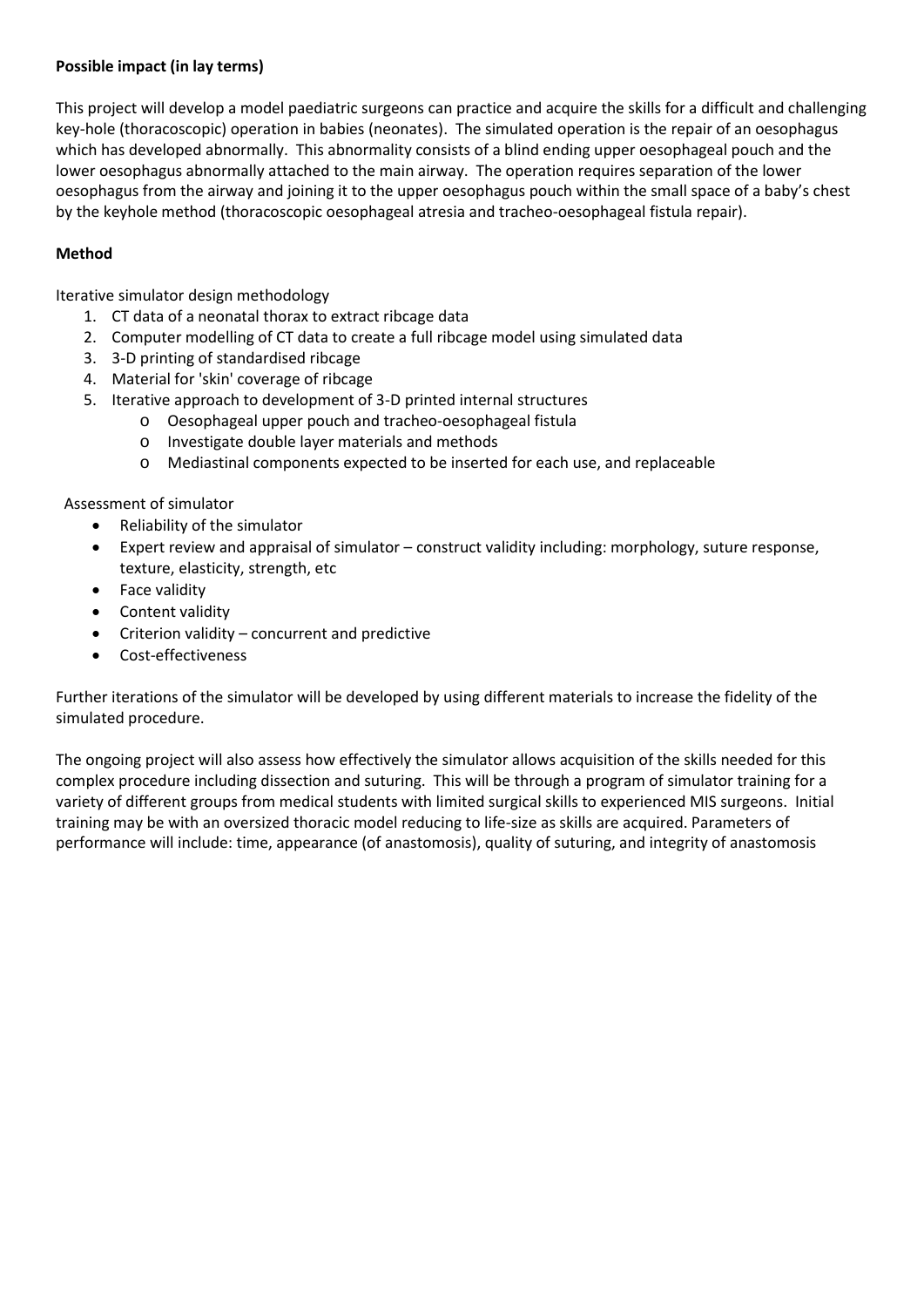**Possible impact (in lay terms)**

This project will develop a model paediatric surgeons can practice and acquire the skills for a difficult and challenging key-hole (thoracoscopic) operation in babies (neonates). The simulated operation is the repair of an oesophagus which has developed abnormally. This abnormality consists of a blind ending upper oesophageal pouch and the lower oesophagus abnormally attached to the main airway. The operation requires separation of the lower oesophagus from the airway and joining it to the upper oesophagus pouch within the small space of a baby's chest by the keyhole method (thoracoscopic oesophageal atresia and tracheo-oesophageal fistula repair).

**Method**

Iterative simulator design methodology

1. CT data of a neonatal thorax to extract ribcage data
2. Computer modelling of CT data to create a full ribcage model using simulated data
3. 3-D printing of standardised ribcage
4. Material for 'skin' coverage of ribcage
5. Iterative approach to development of 3-D printed internal structures
    - Oesophageal upper pouch and tracheo-oesophageal fistula
    - Investigate double layer materials and methods
    - Mediastinal components expected to be inserted for each use, and replaceable

Assessment of simulator

- Reliability of the simulator
- Expert review and appraisal of simulator – construct validity including: morphology, suture response, texture, elasticity, strength, etc
- Face validity
- Content validity
- Criterion validity – concurrent and predictive
- Cost-effectiveness

Further iterations of the simulator will be developed by using different materials to increase the fidelity of the simulated procedure.

The ongoing project will also assess how effectively the simulator allows acquisition of the skills needed for this complex procedure including dissection and suturing. This will be through a program of simulator training for a variety of different groups from medical students with limited surgical skills to experienced MIS surgeons. Initial training may be with an oversized thoracic model reducing to life-size as skills are acquired. Parameters of performance will include: time, appearance (of anastomosis), quality of suturing, and integrity of anastomosis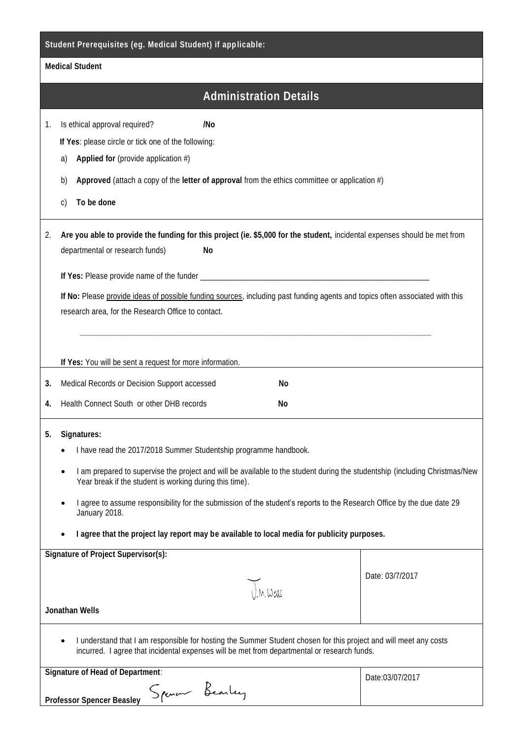**Student Prerequisites (eg. Medical Student) if applicable:**

**Medical Student**

## Administration Details

1. Is ethical approval required? **/No**

   **If Yes**: please circle or tick one of the following:

   a) **Applied for** (provide application #)

   b) **Approved** (attach a copy of the **letter of approval** from the ethics committee or application #)

   c) **To be done**

2. **Are you able to provide the funding for this project (ie. $5,000 for the student,** incidental expenses should be met from departmental or research funds) **No**

   **If Yes:** Please provide name of the funder ___________________________________________

   **If No:** Please provide ideas of possible funding sources, including past funding agents and topics often associated with this research area, for the Research Office to contact.

   ___________________________________________________________________________

   **If Yes:** You will be sent a request for more information.

3. Medical Records or Decision Support accessed **No**

4. Health Connect South or other DHB records **No**

5. **Signatures:**

   - I have read the 2017/2018 Summer Studentship programme handbook.
   - I am prepared to supervise the project and will be available to the student during the studentship (including Christmas/New Year break if the student is working during this time).
   - I agree to assume responsibility for the submission of the student's reports to the Research Office by the due date 29 January 2018.
   - **I agree that the project lay report may be available to local media for publicity purposes.**

| **Signature of Project Supervisor(s):** J.M. Wells **Jonathan Wells** | Date: 03/7/2017 |
|---|---|

- I understand that I am responsible for hosting the Summer Student chosen for this project and will meet any costs incurred. I agree that incidental expenses will be met from departmental or research funds.

| **Signature of Head of Department**: **Professor Spencer Beasley** Spencer Beasley | Date:03/07/2017 |
|---|---|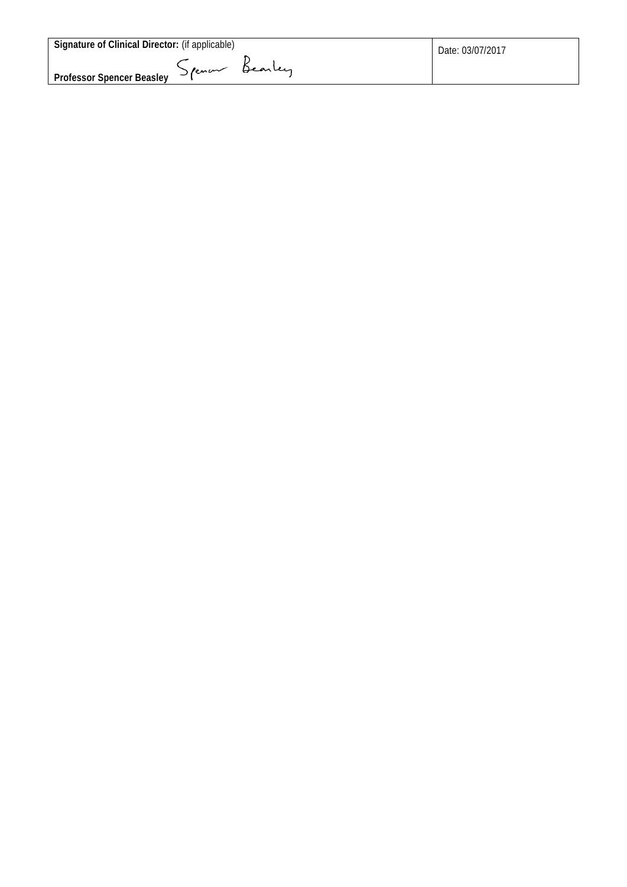| | |
|---|---|
| **Signature of Clinical Director:** (if applicable)<br>**Professor Spencer Beasley** Spencer Beasley | Date: 03/07/2017 |